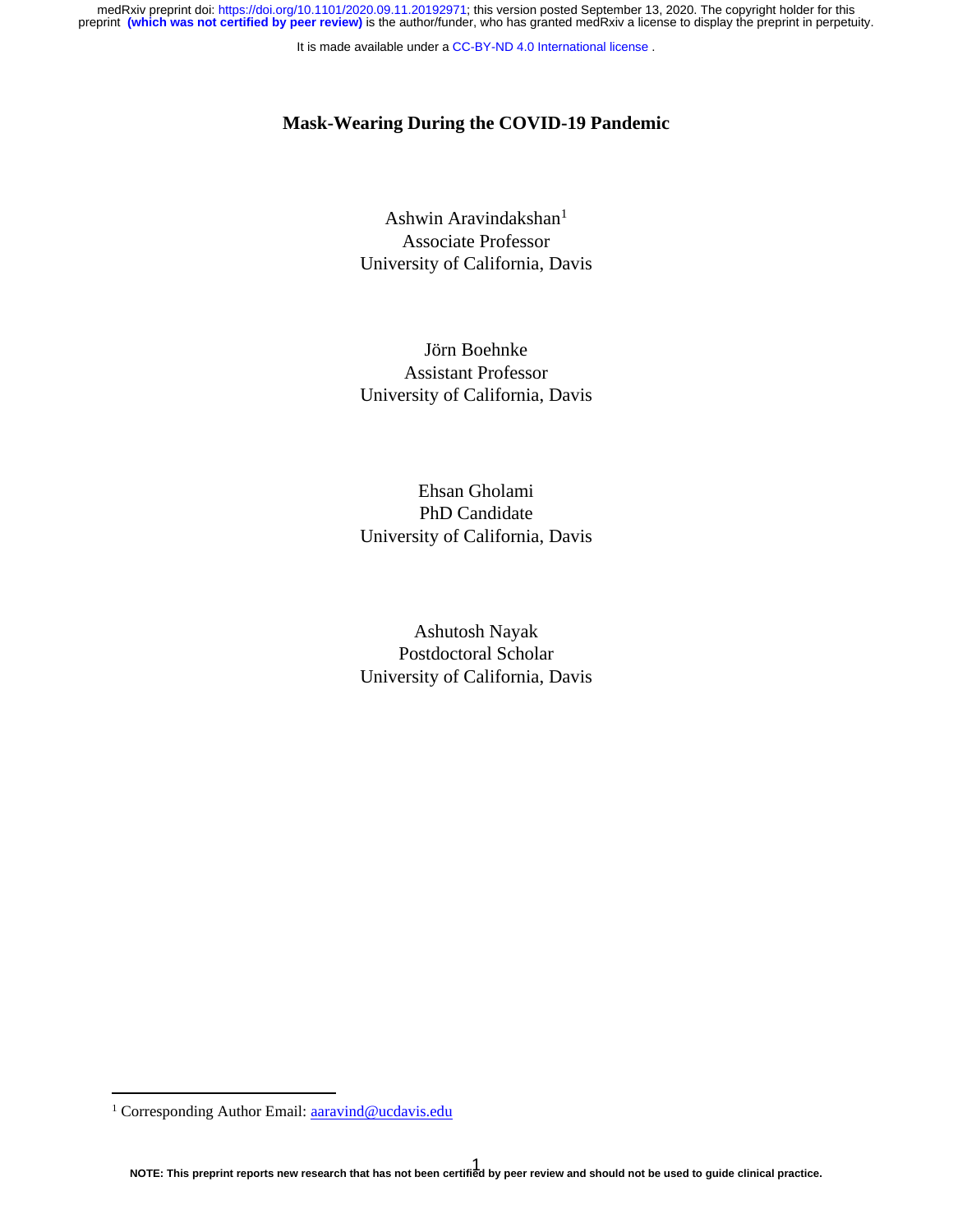# Mask-Wearing During the COVID-19 Pandemic

Ashwin Aravindakshan[1]
Associate Professor
University of California, Davis

Jörn Boehnke
Assistant Professor
University of California, Davis

Ehsan Gholami
PhD Candidate
University of California, Davis

Ashutosh Nayak
Postdoctoral Scholar
University of California, Davis

[1] Corresponding Author Email: aaravind@ucdavis.edu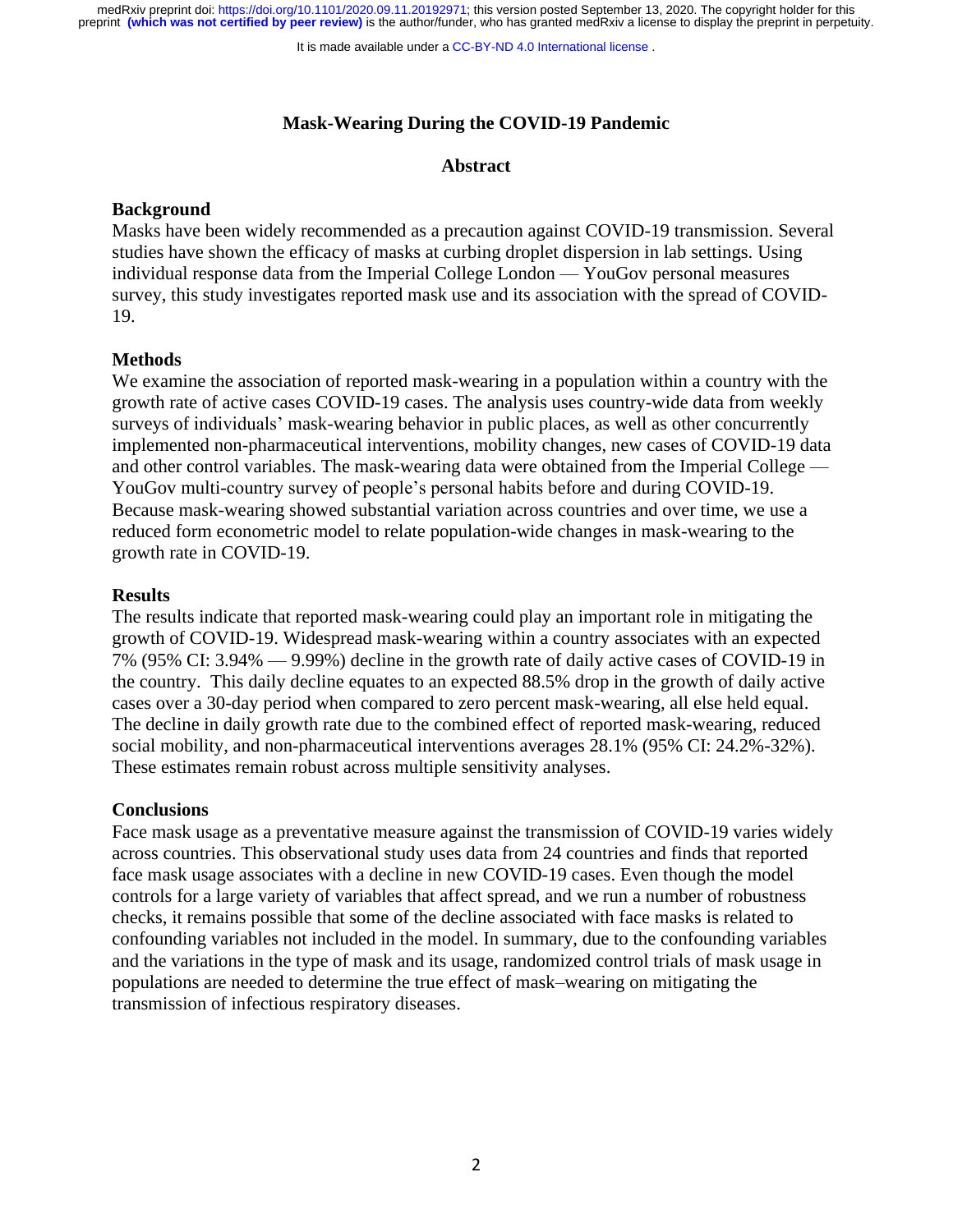# Mask-Wearing During the COVID-19 Pandemic

## Abstract

### Background

Masks have been widely recommended as a precaution against COVID-19 transmission. Several studies have shown the efficacy of masks at curbing droplet dispersion in lab settings. Using individual response data from the Imperial College London — YouGov personal measures survey, this study investigates reported mask use and its association with the spread of COVID-19.

### Methods

We examine the association of reported mask-wearing in a population within a country with the growth rate of active cases COVID-19 cases. The analysis uses country-wide data from weekly surveys of individuals' mask-wearing behavior in public places, as well as other concurrently implemented non-pharmaceutical interventions, mobility changes, new cases of COVID-19 data and other control variables. The mask-wearing data were obtained from the Imperial College — YouGov multi-country survey of people's personal habits before and during COVID-19. Because mask-wearing showed substantial variation across countries and over time, we use a reduced form econometric model to relate population-wide changes in mask-wearing to the growth rate in COVID-19.

### Results

The results indicate that reported mask-wearing could play an important role in mitigating the growth of COVID-19. Widespread mask-wearing within a country associates with an expected 7% (95% CI: 3.94% — 9.99%) decline in the growth rate of daily active cases of COVID-19 in the country. This daily decline equates to an expected 88.5% drop in the growth of daily active cases over a 30-day period when compared to zero percent mask-wearing, all else held equal. The decline in daily growth rate due to the combined effect of reported mask-wearing, reduced social mobility, and non-pharmaceutical interventions averages 28.1% (95% CI: 24.2%-32%). These estimates remain robust across multiple sensitivity analyses.

### Conclusions

Face mask usage as a preventative measure against the transmission of COVID-19 varies widely across countries. This observational study uses data from 24 countries and finds that reported face mask usage associates with a decline in new COVID-19 cases. Even though the model controls for a large variety of variables that affect spread, and we run a number of robustness checks, it remains possible that some of the decline associated with face masks is related to confounding variables not included in the model. In summary, due to the confounding variables and the variations in the type of mask and its usage, randomized control trials of mask usage in populations are needed to determine the true effect of mask–wearing on mitigating the transmission of infectious respiratory diseases.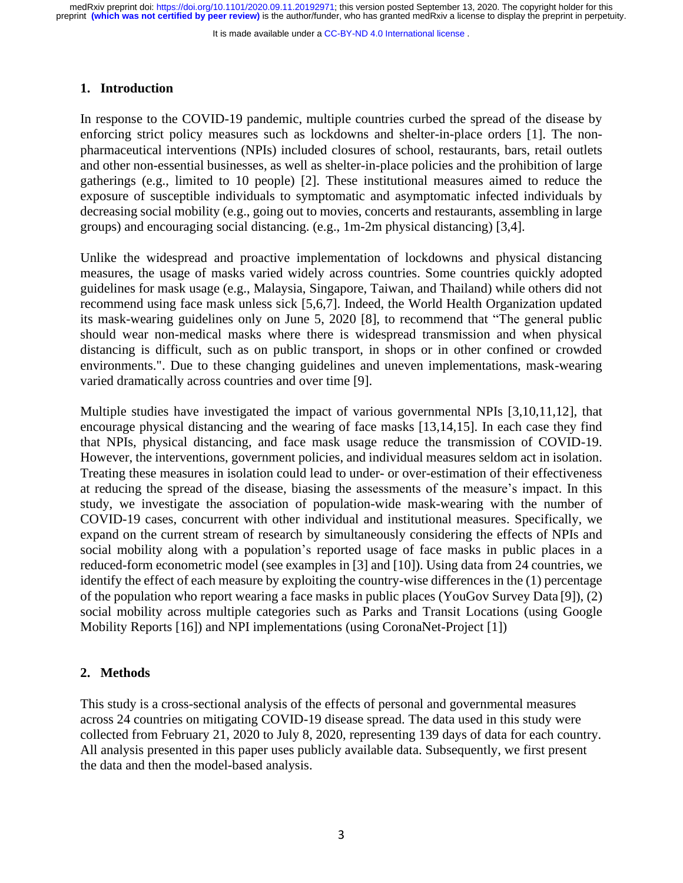## 1. Introduction

In response to the COVID-19 pandemic, multiple countries curbed the spread of the disease by enforcing strict policy measures such as lockdowns and shelter-in-place orders [1]. The non-pharmaceutical interventions (NPIs) included closures of school, restaurants, bars, retail outlets and other non-essential businesses, as well as shelter-in-place policies and the prohibition of large gatherings (e.g., limited to 10 people) [2]. These institutional measures aimed to reduce the exposure of susceptible individuals to symptomatic and asymptomatic infected individuals by decreasing social mobility (e.g., going out to movies, concerts and restaurants, assembling in large groups) and encouraging social distancing. (e.g., 1m-2m physical distancing) [3,4].

Unlike the widespread and proactive implementation of lockdowns and physical distancing measures, the usage of masks varied widely across countries. Some countries quickly adopted guidelines for mask usage (e.g., Malaysia, Singapore, Taiwan, and Thailand) while others did not recommend using face mask unless sick [5,6,7]. Indeed, the World Health Organization updated its mask-wearing guidelines only on June 5, 2020 [8], to recommend that "The general public should wear non-medical masks where there is widespread transmission and when physical distancing is difficult, such as on public transport, in shops or in other confined or crowded environments.". Due to these changing guidelines and uneven implementations, mask-wearing varied dramatically across countries and over time [9].

Multiple studies have investigated the impact of various governmental NPIs [3,10,11,12], that encourage physical distancing and the wearing of face masks [13,14,15]. In each case they find that NPIs, physical distancing, and face mask usage reduce the transmission of COVID-19. However, the interventions, government policies, and individual measures seldom act in isolation. Treating these measures in isolation could lead to under- or over-estimation of their effectiveness at reducing the spread of the disease, biasing the assessments of the measure's impact. In this study, we investigate the association of population-wide mask-wearing with the number of COVID-19 cases, concurrent with other individual and institutional measures. Specifically, we expand on the current stream of research by simultaneously considering the effects of NPIs and social mobility along with a population's reported usage of face masks in public places in a reduced-form econometric model (see examples in [3] and [10]). Using data from 24 countries, we identify the effect of each measure by exploiting the country-wise differences in the (1) percentage of the population who report wearing a face masks in public places (YouGov Survey Data [9]), (2) social mobility across multiple categories such as Parks and Transit Locations (using Google Mobility Reports [16]) and NPI implementations (using CoronaNet-Project [1])

## 2. Methods

This study is a cross-sectional analysis of the effects of personal and governmental measures across 24 countries on mitigating COVID-19 disease spread. The data used in this study were collected from February 21, 2020 to July 8, 2020, representing 139 days of data for each country. All analysis presented in this paper uses publicly available data. Subsequently, we first present the data and then the model-based analysis.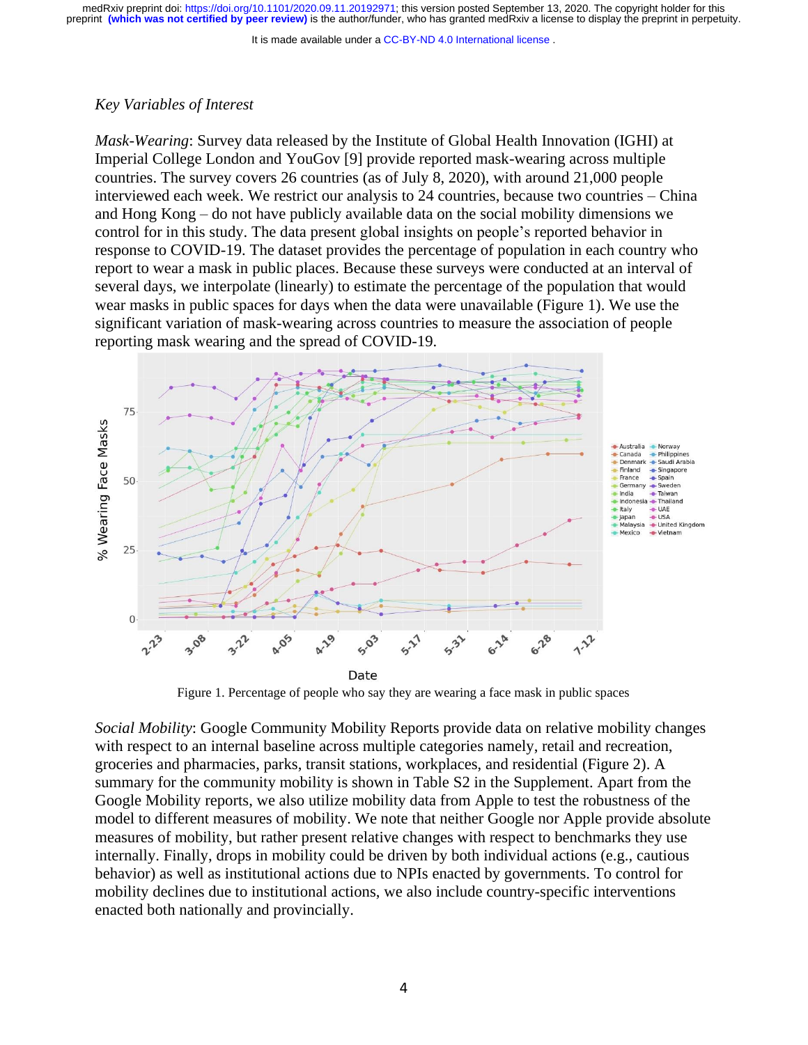*Key Variables of Interest*

*Mask-Wearing*: Survey data released by the Institute of Global Health Innovation (IGHI) at Imperial College London and YouGov [9] provide reported mask-wearing across multiple countries. The survey covers 26 countries (as of July 8, 2020), with around 21,000 people interviewed each week. We restrict our analysis to 24 countries, because two countries – China and Hong Kong – do not have publicly available data on the social mobility dimensions we control for in this study. The data present global insights on people's reported behavior in response to COVID-19. The dataset provides the percentage of population in each country who report to wear a mask in public places. Because these surveys were conducted at an interval of several days, we interpolate (linearly) to estimate the percentage of the population that would wear masks in public spaces for days when the data were unavailable (Figure 1). We use the significant variation of mask-wearing across countries to measure the association of people reporting mask wearing and the spread of COVID-19.

Figure 1. Percentage of people who say they are wearing a face mask in public spaces

*Social Mobility*: Google Community Mobility Reports provide data on relative mobility changes with respect to an internal baseline across multiple categories namely, retail and recreation, groceries and pharmacies, parks, transit stations, workplaces, and residential (Figure 2). A summary for the community mobility is shown in Table S2 in the Supplement. Apart from the Google Mobility reports, we also utilize mobility data from Apple to test the robustness of the model to different measures of mobility. We note that neither Google nor Apple provide absolute measures of mobility, but rather present relative changes with respect to benchmarks they use internally. Finally, drops in mobility could be driven by both individual actions (e.g., cautious behavior) as well as institutional actions due to NPIs enacted by governments. To control for mobility declines due to institutional actions, we also include country-specific interventions enacted both nationally and provincially.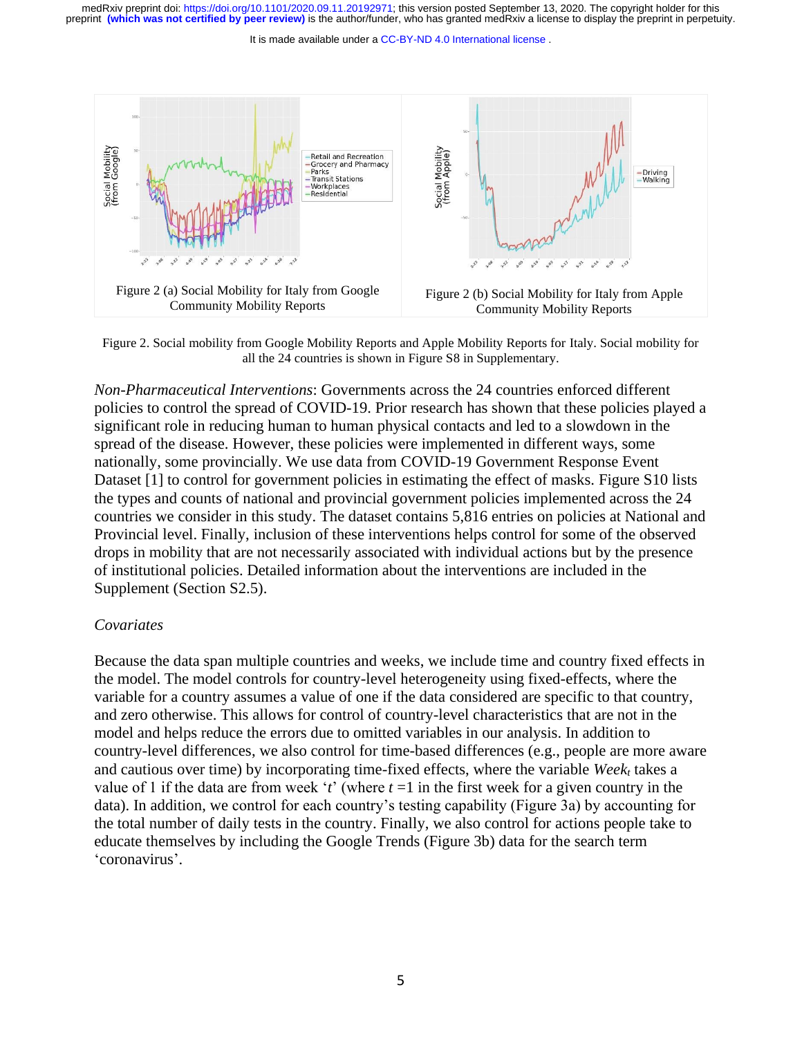Figure 2 (a) Social Mobility for Italy from Google Community Mobility Reports

Figure 2 (b) Social Mobility for Italy from Apple Community Mobility Reports

Figure 2. Social mobility from Google Mobility Reports and Apple Mobility Reports for Italy. Social mobility for all the 24 countries is shown in Figure S8 in Supplementary.

*Non-Pharmaceutical Interventions*: Governments across the 24 countries enforced different policies to control the spread of COVID-19. Prior research has shown that these policies played a significant role in reducing human to human physical contacts and led to a slowdown in the spread of the disease. However, these policies were implemented in different ways, some nationally, some provincially. We use data from COVID-19 Government Response Event Dataset [1] to control for government policies in estimating the effect of masks. Figure S10 lists the types and counts of national and provincial government policies implemented across the 24 countries we consider in this study. The dataset contains 5,816 entries on policies at National and Provincial level. Finally, inclusion of these interventions helps control for some of the observed drops in mobility that are not necessarily associated with individual actions but by the presence of institutional policies. Detailed information about the interventions are included in the Supplement (Section S2.5).

*Covariates*

Because the data span multiple countries and weeks, we include time and country fixed effects in the model. The model controls for country-level heterogeneity using fixed-effects, where the variable for a country assumes a value of one if the data considered are specific to that country, and zero otherwise. This allows for control of country-level characteristics that are not in the model and helps reduce the errors due to omitted variables in our analysis. In addition to country-level differences, we also control for time-based differences (e.g., people are more aware and cautious over time) by incorporating time-fixed effects, where the variable $Week_t$ takes a value of 1 if the data are from week '$t$' (where $t$ =1 in the first week for a given country in the data). In addition, we control for each country's testing capability (Figure 3a) by accounting for the total number of daily tests in the country. Finally, we also control for actions people take to educate themselves by including the Google Trends (Figure 3b) data for the search term 'coronavirus'.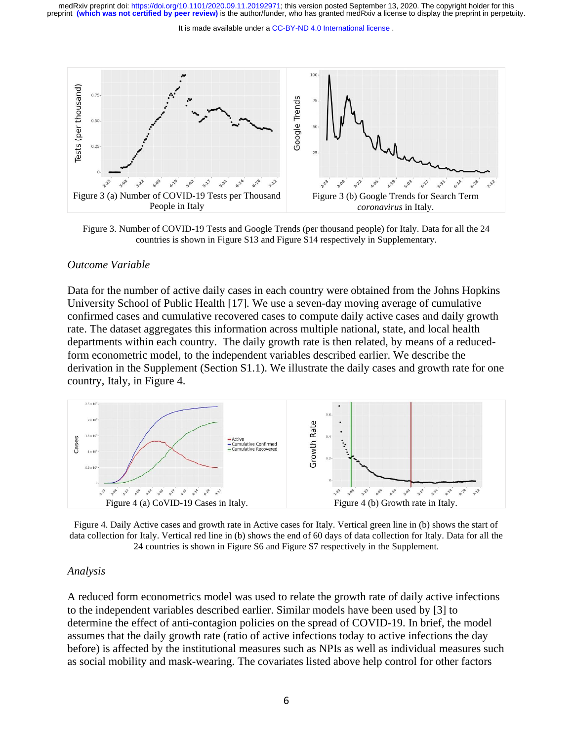Figure 3 (a) Number of COVID-19 Tests per Thousand People in Italy

Figure 3 (b) Google Trends for Search Term *coronavirus* in Italy.

Figure 3. Number of COVID-19 Tests and Google Trends (per thousand people) for Italy. Data for all the 24 countries is shown in Figure S13 and Figure S14 respectively in Supplementary.

*Outcome Variable*

Data for the number of active daily cases in each country were obtained from the Johns Hopkins University School of Public Health [17]. We use a seven-day moving average of cumulative confirmed cases and cumulative recovered cases to compute daily active cases and daily growth rate. The dataset aggregates this information across multiple national, state, and local health departments within each country. The daily growth rate is then related, by means of a reduced-form econometric model, to the independent variables described earlier. We describe the derivation in the Supplement (Section S1.1). We illustrate the daily cases and growth rate for one country, Italy, in Figure 4.

Figure 4 (a) CoVID-19 Cases in Italy.

Figure 4 (b) Growth rate in Italy.

Figure 4. Daily Active cases and growth rate in Active cases for Italy. Vertical green line in (b) shows the start of data collection for Italy. Vertical red line in (b) shows the end of 60 days of data collection for Italy. Data for all the 24 countries is shown in Figure S6 and Figure S7 respectively in the Supplement.

*Analysis*

A reduced form econometrics model was used to relate the growth rate of daily active infections to the independent variables described earlier. Similar models have been used by [3] to determine the effect of anti-contagion policies on the spread of COVID-19. In brief, the model assumes that the daily growth rate (ratio of active infections today to active infections the day before) is affected by the institutional measures such as NPIs as well as individual measures such as social mobility and mask-wearing. The covariates listed above help control for other factors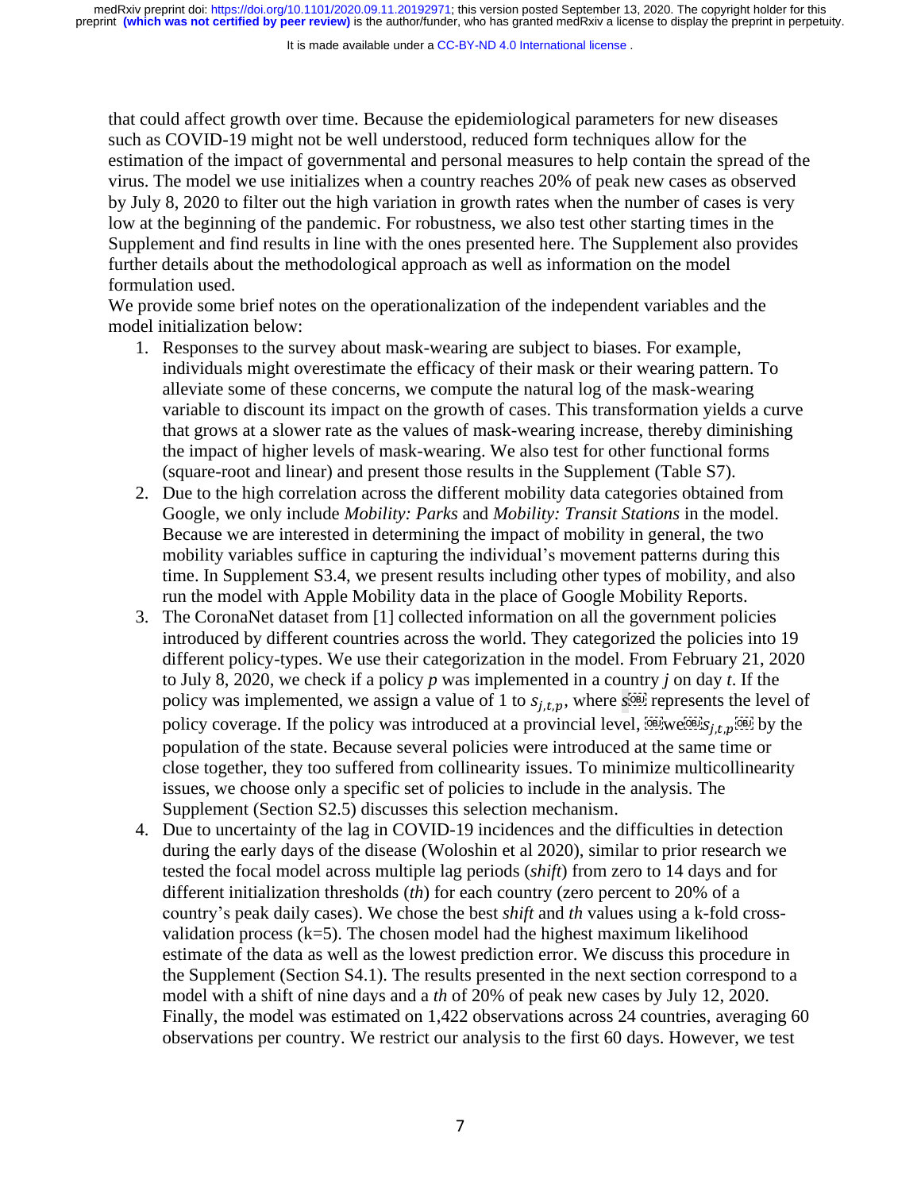that could affect growth over time. Because the epidemiological parameters for new diseases such as COVID-19 might not be well understood, reduced form techniques allow for the estimation of the impact of governmental and personal measures to help contain the spread of the virus. The model we use initializes when a country reaches 20% of peak new cases as observed by July 8, 2020 to filter out the high variation in growth rates when the number of cases is very low at the beginning of the pandemic. For robustness, we also test other starting times in the Supplement and find results in line with the ones presented here. The Supplement also provides further details about the methodological approach as well as information on the model formulation used.

We provide some brief notes on the operationalization of the independent variables and the model initialization below:

1. Responses to the survey about mask-wearing are subject to biases. For example, individuals might overestimate the efficacy of their mask or their wearing pattern. To alleviate some of these concerns, we compute the natural log of the mask-wearing variable to discount its impact on the growth of cases. This transformation yields a curve that grows at a slower rate as the values of mask-wearing increase, thereby diminishing the impact of higher levels of mask-wearing. We also test for other functional forms (square-root and linear) and present those results in the Supplement (Table S7).
2. Due to the high correlation across the different mobility data categories obtained from Google, we only include *Mobility: Parks* and *Mobility: Transit Stations* in the model. Because we are interested in determining the impact of mobility in general, the two mobility variables suffice in capturing the individual's movement patterns during this time. In Supplement S3.4, we present results including other types of mobility, and also run the model with Apple Mobility data in the place of Google Mobility Reports.
3. The CoronaNet dataset from [1] collected information on all the government policies introduced by different countries across the world. They categorized the policies into 19 different policy-types. We use their categorization in the model. From February 21, 2020 to July 8, 2020, we check if a policy *p* was implemented in a country *j* on day *t*. If the policy was implemented, we assign a value of 1 to $s_{j,t,p}$, where $s$ represents the level of policy coverage. If the policy was introduced at a provincial level, we $s_{j,t,p}$ by the population of the state. Because several policies were introduced at the same time or close together, they too suffered from collinearity issues. To minimize multicollinearity issues, we choose only a specific set of policies to include in the analysis. The Supplement (Section S2.5) discusses this selection mechanism.
4. Due to uncertainty of the lag in COVID-19 incidences and the difficulties in detection during the early days of the disease (Woloshin et al 2020), similar to prior research we tested the focal model across multiple lag periods (*shift*) from zero to 14 days and for different initialization thresholds (*th*) for each country (zero percent to 20% of a country's peak daily cases). We chose the best *shift* and *th* values using a k-fold cross-validation process (k=5). The chosen model had the highest maximum likelihood estimate of the data as well as the lowest prediction error. We discuss this procedure in the Supplement (Section S4.1). The results presented in the next section correspond to a model with a shift of nine days and a *th* of 20% of peak new cases by July 12, 2020. Finally, the model was estimated on 1,422 observations across 24 countries, averaging 60 observations per country. We restrict our analysis to the first 60 days. However, we test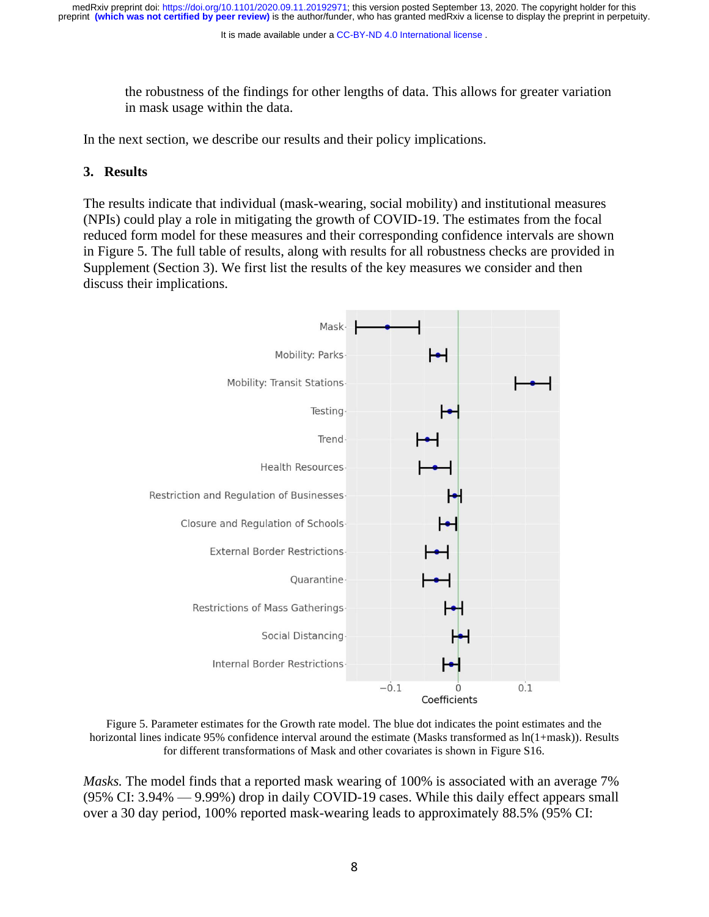the robustness of the findings for other lengths of data. This allows for greater variation in mask usage within the data.

In the next section, we describe our results and their policy implications.

## 3. Results

The results indicate that individual (mask-wearing, social mobility) and institutional measures (NPIs) could play a role in mitigating the growth of COVID-19. The estimates from the focal reduced form model for these measures and their corresponding confidence intervals are shown in Figure 5. The full table of results, along with results for all robustness checks are provided in Supplement (Section 3). We first list the results of the key measures we consider and then discuss their implications.

Figure 5. Parameter estimates for the Growth rate model. The blue dot indicates the point estimates and the horizontal lines indicate 95% confidence interval around the estimate (Masks transformed as ln(1+mask)). Results for different transformations of Mask and other covariates is shown in Figure S16.

*Masks.* The model finds that a reported mask wearing of 100% is associated with an average 7% (95% CI: 3.94% — 9.99%) drop in daily COVID-19 cases. While this daily effect appears small over a 30 day period, 100% reported mask-wearing leads to approximately 88.5% (95% CI: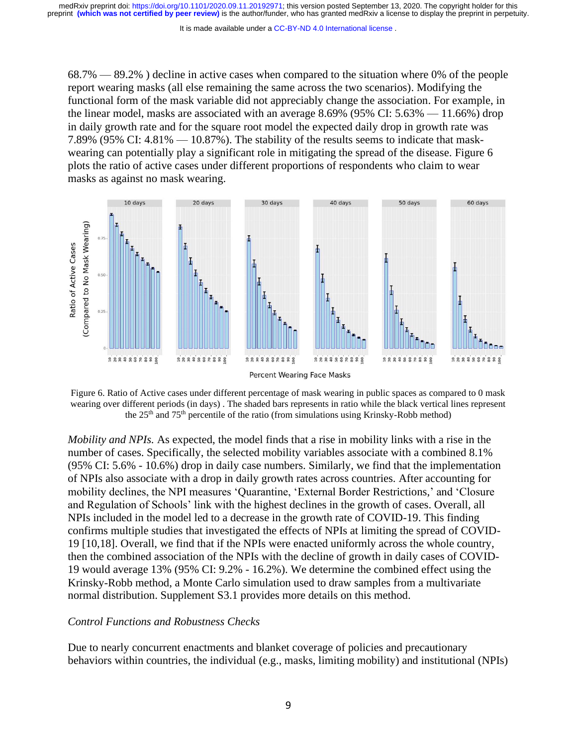68.7% — 89.2% ) decline in active cases when compared to the situation where 0% of the people report wearing masks (all else remaining the same across the two scenarios). Modifying the functional form of the mask variable did not appreciably change the association. For example, in the linear model, masks are associated with an average 8.69% (95% CI: 5.63% — 11.66%) drop in daily growth rate and for the square root model the expected daily drop in growth rate was 7.89% (95% CI: 4.81% — 10.87%). The stability of the results seems to indicate that mask-wearing can potentially play a significant role in mitigating the spread of the disease. Figure 6 plots the ratio of active cases under different proportions of respondents who claim to wear masks as against no mask wearing.

Figure 6. Ratio of Active cases under different percentage of mask wearing in public spaces as compared to 0 mask wearing over different periods (in days) . The shaded bars represents in ratio while the black vertical lines represent the 25th and 75th percentile of the ratio (from simulations using Krinsky-Robb method)

*Mobility and NPIs.* As expected, the model finds that a rise in mobility links with a rise in the number of cases. Specifically, the selected mobility variables associate with a combined 8.1% (95% CI: 5.6% - 10.6%) drop in daily case numbers. Similarly, we find that the implementation of NPIs also associate with a drop in daily growth rates across countries. After accounting for mobility declines, the NPI measures 'Quarantine, 'External Border Restrictions,' and 'Closure and Regulation of Schools' link with the highest declines in the growth of cases. Overall, all NPIs included in the model led to a decrease in the growth rate of COVID-19. This finding confirms multiple studies that investigated the effects of NPIs at limiting the spread of COVID-19 [10,18]. Overall, we find that if the NPIs were enacted uniformly across the whole country, then the combined association of the NPIs with the decline of growth in daily cases of COVID-19 would average 13% (95% CI: 9.2% - 16.2%). We determine the combined effect using the Krinsky-Robb method, a Monte Carlo simulation used to draw samples from a multivariate normal distribution. Supplement S3.1 provides more details on this method.

*Control Functions and Robustness Checks*

Due to nearly concurrent enactments and blanket coverage of policies and precautionary behaviors within countries, the individual (e.g., masks, limiting mobility) and institutional (NPIs)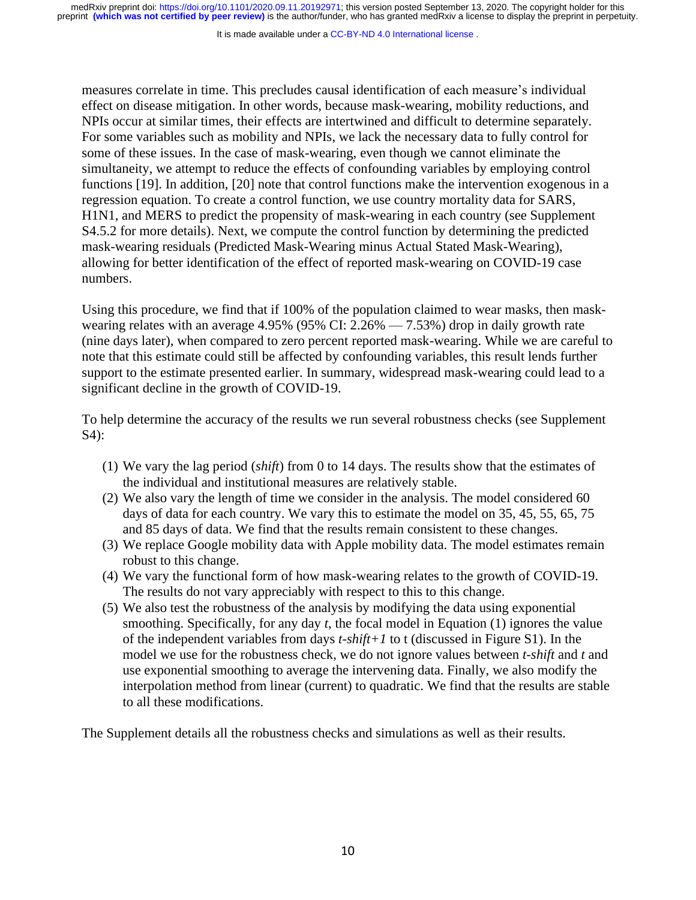measures correlate in time. This precludes causal identification of each measure's individual effect on disease mitigation. In other words, because mask-wearing, mobility reductions, and NPIs occur at similar times, their effects are intertwined and difficult to determine separately. For some variables such as mobility and NPIs, we lack the necessary data to fully control for some of these issues. In the case of mask-wearing, even though we cannot eliminate the simultaneity, we attempt to reduce the effects of confounding variables by employing control functions [19]. In addition, [20] note that control functions make the intervention exogenous in a regression equation. To create a control function, we use country mortality data for SARS, H1N1, and MERS to predict the propensity of mask-wearing in each country (see Supplement S4.5.2 for more details). Next, we compute the control function by determining the predicted mask-wearing residuals (Predicted Mask-Wearing minus Actual Stated Mask-Wearing), allowing for better identification of the effect of reported mask-wearing on COVID-19 case numbers.

Using this procedure, we find that if 100% of the population claimed to wear masks, then mask-wearing relates with an average 4.95% (95% CI: 2.26% — 7.53%) drop in daily growth rate (nine days later), when compared to zero percent reported mask-wearing. While we are careful to note that this estimate could still be affected by confounding variables, this result lends further support to the estimate presented earlier. In summary, widespread mask-wearing could lead to a significant decline in the growth of COVID-19.

To help determine the accuracy of the results we run several robustness checks (see Supplement S4):

1. We vary the lag period (*shift*) from 0 to 14 days. The results show that the estimates of the individual and institutional measures are relatively stable.
2. We also vary the length of time we consider in the analysis. The model considered 60 days of data for each country. We vary this to estimate the model on 35, 45, 55, 65, 75 and 85 days of data. We find that the results remain consistent to these changes.
3. We replace Google mobility data with Apple mobility data. The model estimates remain robust to this change.
4. We vary the functional form of how mask-wearing relates to the growth of COVID-19. The results do not vary appreciably with respect to this to this change.
5. We also test the robustness of the analysis by modifying the data using exponential smoothing. Specifically, for any day $t$, the focal model in Equation (1) ignores the value of the independent variables from days $t$-$shift+1$ to t (discussed in Figure S1). In the model we use for the robustness check, we do not ignore values between $t$-$shift$ and $t$ and use exponential smoothing to average the intervening data. Finally, we also modify the interpolation method from linear (current) to quadratic. We find that the results are stable to all these modifications.

The Supplement details all the robustness checks and simulations as well as their results.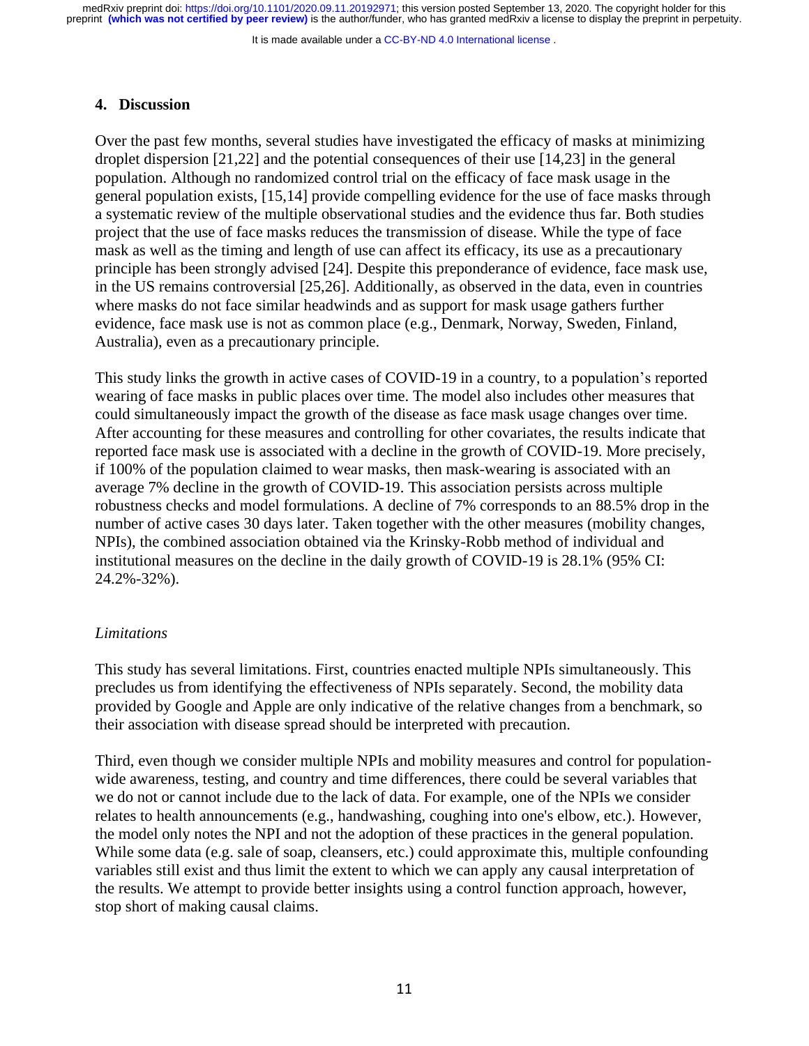## 4. Discussion

Over the past few months, several studies have investigated the efficacy of masks at minimizing droplet dispersion [21,22] and the potential consequences of their use [14,23] in the general population. Although no randomized control trial on the efficacy of face mask usage in the general population exists, [15,14] provide compelling evidence for the use of face masks through a systematic review of the multiple observational studies and the evidence thus far. Both studies project that the use of face masks reduces the transmission of disease. While the type of face mask as well as the timing and length of use can affect its efficacy, its use as a precautionary principle has been strongly advised [24]. Despite this preponderance of evidence, face mask use, in the US remains controversial [25,26]. Additionally, as observed in the data, even in countries where masks do not face similar headwinds and as support for mask usage gathers further evidence, face mask use is not as common place (e.g., Denmark, Norway, Sweden, Finland, Australia), even as a precautionary principle.

This study links the growth in active cases of COVID-19 in a country, to a population's reported wearing of face masks in public places over time. The model also includes other measures that could simultaneously impact the growth of the disease as face mask usage changes over time. After accounting for these measures and controlling for other covariates, the results indicate that reported face mask use is associated with a decline in the growth of COVID-19. More precisely, if 100% of the population claimed to wear masks, then mask-wearing is associated with an average 7% decline in the growth of COVID-19. This association persists across multiple robustness checks and model formulations. A decline of 7% corresponds to an 88.5% drop in the number of active cases 30 days later. Taken together with the other measures (mobility changes, NPIs), the combined association obtained via the Krinsky-Robb method of individual and institutional measures on the decline in the daily growth of COVID-19 is 28.1% (95% CI: 24.2%-32%).

### *Limitations*

This study has several limitations. First, countries enacted multiple NPIs simultaneously. This precludes us from identifying the effectiveness of NPIs separately. Second, the mobility data provided by Google and Apple are only indicative of the relative changes from a benchmark, so their association with disease spread should be interpreted with precaution.

Third, even though we consider multiple NPIs and mobility measures and control for population-wide awareness, testing, and country and time differences, there could be several variables that we do not or cannot include due to the lack of data. For example, one of the NPIs we consider relates to health announcements (e.g., handwashing, coughing into one's elbow, etc.). However, the model only notes the NPI and not the adoption of these practices in the general population. While some data (e.g. sale of soap, cleansers, etc.) could approximate this, multiple confounding variables still exist and thus limit the extent to which we can apply any causal interpretation of the results. We attempt to provide better insights using a control function approach, however, stop short of making causal claims.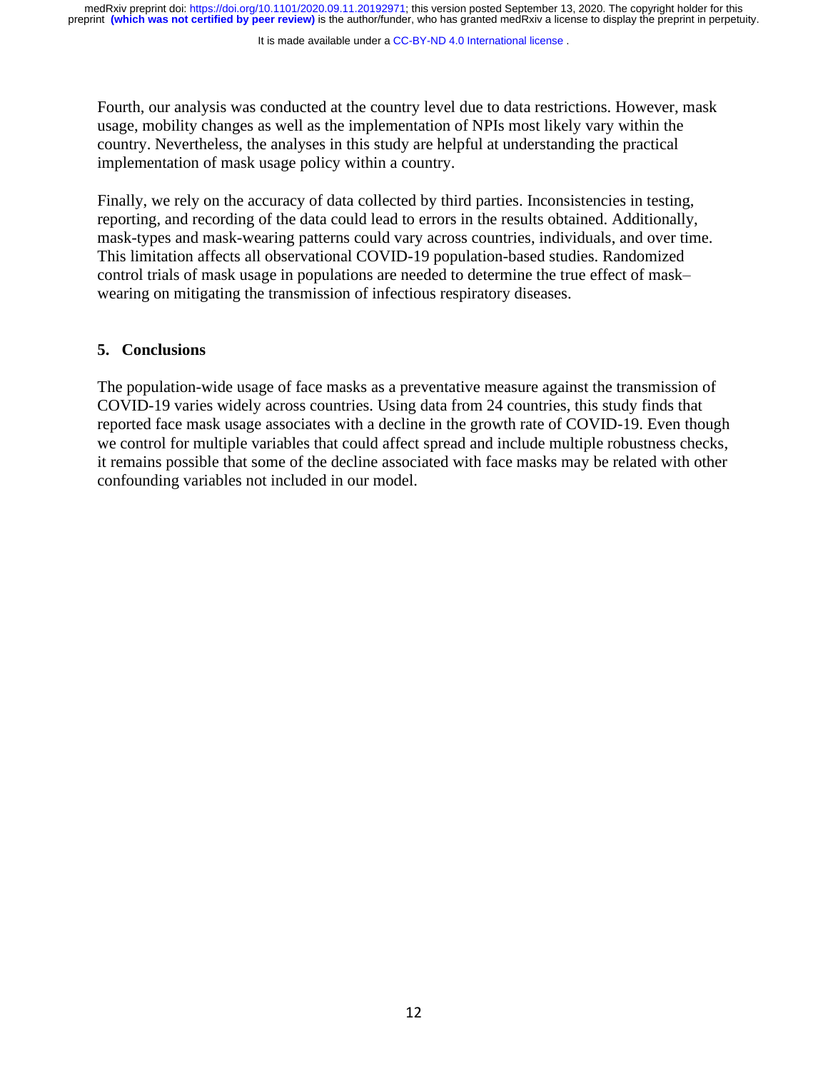Fourth, our analysis was conducted at the country level due to data restrictions. However, mask usage, mobility changes as well as the implementation of NPIs most likely vary within the country. Nevertheless, the analyses in this study are helpful at understanding the practical implementation of mask usage policy within a country.

Finally, we rely on the accuracy of data collected by third parties. Inconsistencies in testing, reporting, and recording of the data could lead to errors in the results obtained. Additionally, mask-types and mask-wearing patterns could vary across countries, individuals, and over time. This limitation affects all observational COVID-19 population-based studies. Randomized control trials of mask usage in populations are needed to determine the true effect of mask–wearing on mitigating the transmission of infectious respiratory diseases.

## 5. Conclusions

The population-wide usage of face masks as a preventative measure against the transmission of COVID-19 varies widely across countries. Using data from 24 countries, this study finds that reported face mask usage associates with a decline in the growth rate of COVID-19. Even though we control for multiple variables that could affect spread and include multiple robustness checks, it remains possible that some of the decline associated with face masks may be related with other confounding variables not included in our model.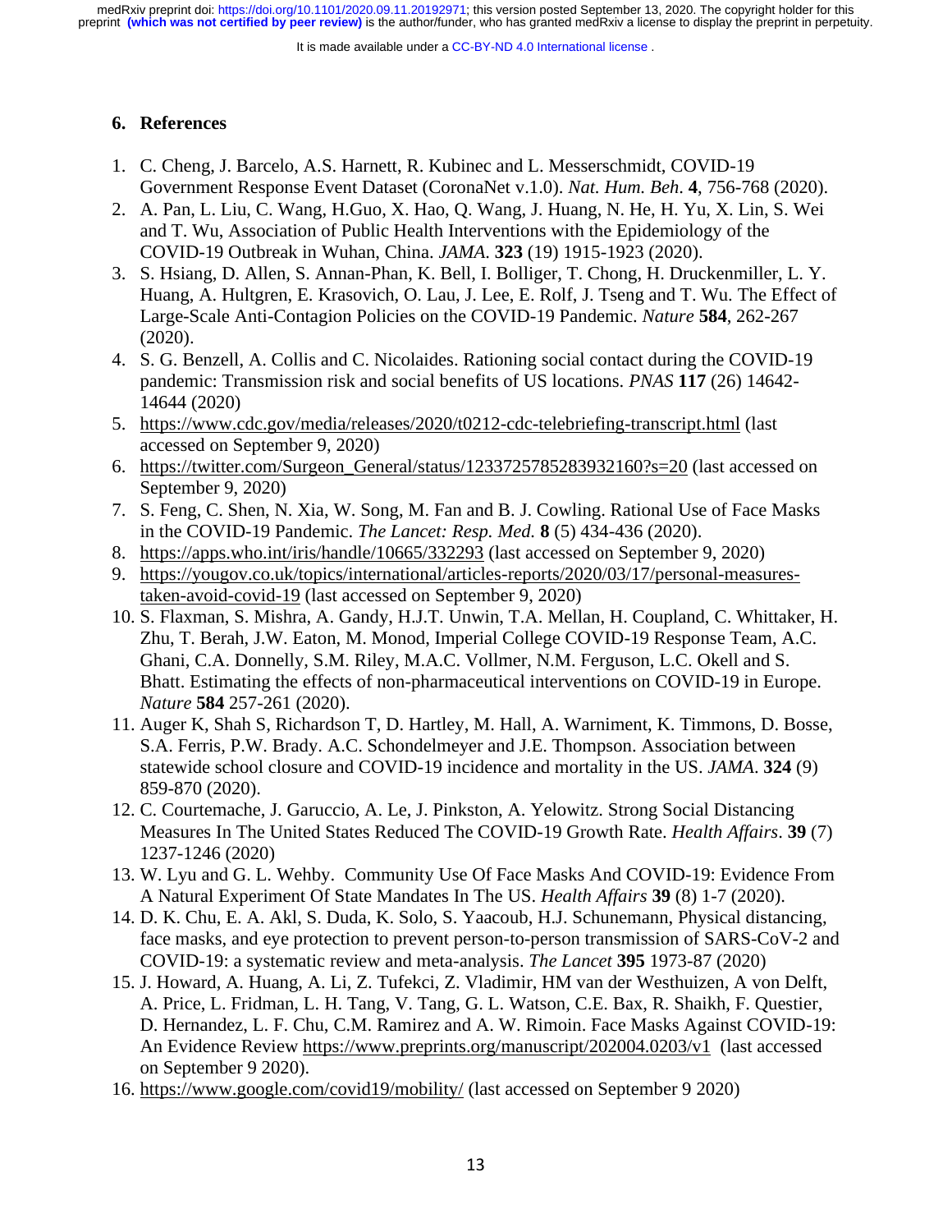## 6. References

1. C. Cheng, J. Barcelo, A.S. Harnett, R. Kubinec and L. Messerschmidt, COVID-19 Government Response Event Dataset (CoronaNet v.1.0). *Nat. Hum. Beh*. **4**, 756-768 (2020).
2. A. Pan, L. Liu, C. Wang, H.Guo, X. Hao, Q. Wang, J. Huang, N. He, H. Yu, X. Lin, S. Wei and T. Wu, Association of Public Health Interventions with the Epidemiology of the COVID-19 Outbreak in Wuhan, China. *JAMA*. **323** (19) 1915-1923 (2020).
3. S. Hsiang, D. Allen, S. Annan-Phan, K. Bell, I. Bolliger, T. Chong, H. Druckenmiller, L. Y. Huang, A. Hultgren, E. Krasovich, O. Lau, J. Lee, E. Rolf, J. Tseng and T. Wu. The Effect of Large-Scale Anti-Contagion Policies on the COVID-19 Pandemic. *Nature* **584**, 262-267 (2020).
4. S. G. Benzell, A. Collis and C. Nicolaides. Rationing social contact during the COVID-19 pandemic: Transmission risk and social benefits of US locations. *PNAS* **117** (26) 14642-14644 (2020)
5. https://www.cdc.gov/media/releases/2020/t0212-cdc-telebriefing-transcript.html (last accessed on September 9, 2020)
6. https://twitter.com/Surgeon_General/status/1233725785283932160?s=20 (last accessed on September 9, 2020)
7. S. Feng, C. Shen, N. Xia, W. Song, M. Fan and B. J. Cowling. Rational Use of Face Masks in the COVID-19 Pandemic. *The Lancet: Resp. Med.* **8** (5) 434-436 (2020).
8. https://apps.who.int/iris/handle/10665/332293 (last accessed on September 9, 2020)
9. https://yougov.co.uk/topics/international/articles-reports/2020/03/17/personal-measures-taken-avoid-covid-19 (last accessed on September 9, 2020)
10. S. Flaxman, S. Mishra, A. Gandy, H.J.T. Unwin, T.A. Mellan, H. Coupland, C. Whittaker, H. Zhu, T. Berah, J.W. Eaton, M. Monod, Imperial College COVID-19 Response Team, A.C. Ghani, C.A. Donnelly, S.M. Riley, M.A.C. Vollmer, N.M. Ferguson, L.C. Okell and S. Bhatt. Estimating the effects of non-pharmaceutical interventions on COVID-19 in Europe. *Nature* **584** 257-261 (2020).
11. Auger K, Shah S, Richardson T, D. Hartley, M. Hall, A. Warniment, K. Timmons, D. Bosse, S.A. Ferris, P.W. Brady. A.C. Schondelmeyer and J.E. Thompson. Association between statewide school closure and COVID-19 incidence and mortality in the US. *JAMA*. **324** (9) 859-870 (2020).
12. C. Courtemache, J. Garuccio, A. Le, J. Pinkston, A. Yelowitz. Strong Social Distancing Measures In The United States Reduced The COVID-19 Growth Rate. *Health Affairs*. **39** (7) 1237-1246 (2020)
13. W. Lyu and G. L. Wehby. Community Use Of Face Masks And COVID-19: Evidence From A Natural Experiment Of State Mandates In The US. *Health Affairs* **39** (8) 1-7 (2020).
14. D. K. Chu, E. A. Akl, S. Duda, K. Solo, S. Yaacoub, H.J. Schunemann, Physical distancing, face masks, and eye protection to prevent person-to-person transmission of SARS-CoV-2 and COVID-19: a systematic review and meta-analysis. *The Lancet* **395** 1973-87 (2020)
15. J. Howard, A. Huang, A. Li, Z. Tufekci, Z. Vladimir, HM van der Westhuizen, A von Delft, A. Price, L. Fridman, L. H. Tang, V. Tang, G. L. Watson, C.E. Bax, R. Shaikh, F. Questier, D. Hernandez, L. F. Chu, C.M. Ramirez and A. W. Rimoin. Face Masks Against COVID-19: An Evidence Review https://www.preprints.org/manuscript/202004.0203/v1 (last accessed on September 9 2020).
16. https://www.google.com/covid19/mobility/ (last accessed on September 9 2020)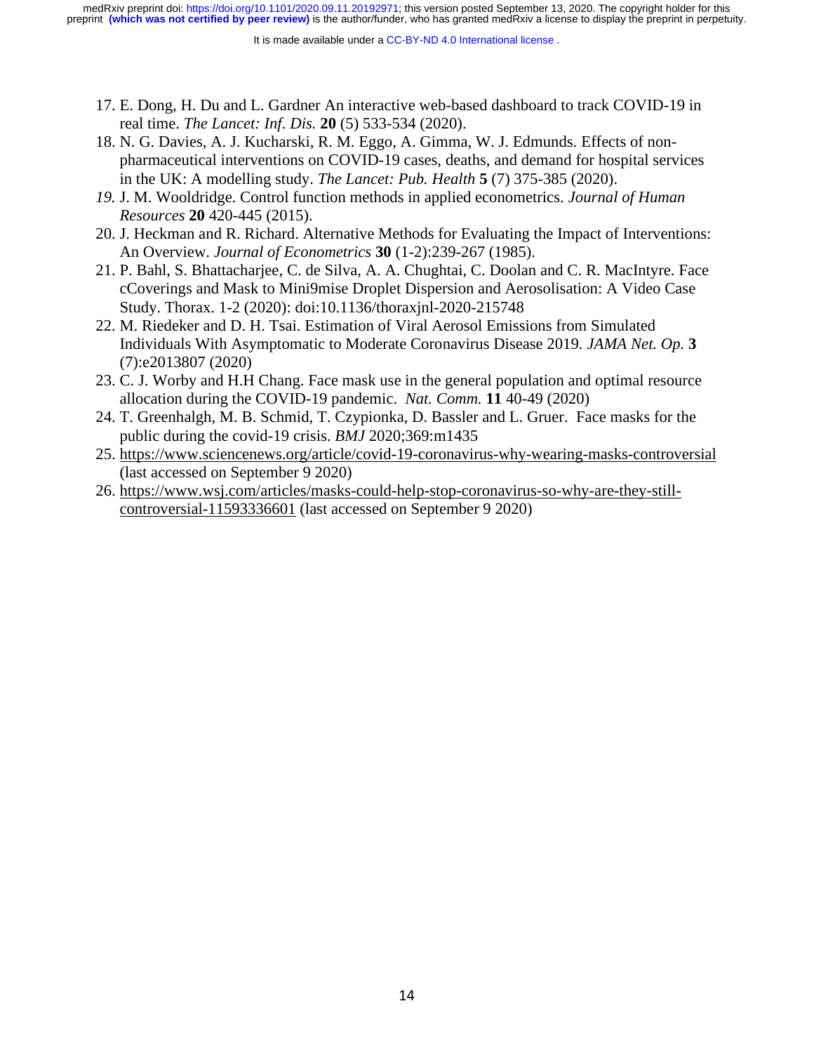17. E. Dong, H. Du and L. Gardner An interactive web-based dashboard to track COVID-19 in real time. *The Lancet: Inf. Dis.* **20** (5) 533-534 (2020).
18. N. G. Davies, A. J. Kucharski, R. M. Eggo, A. Gimma, W. J. Edmunds. Effects of non-pharmaceutical interventions on COVID-19 cases, deaths, and demand for hospital services in the UK: A modelling study. *The Lancet: Pub. Health* **5** (7) 375-385 (2020).
19. J. M. Wooldridge. Control function methods in applied econometrics. *Journal of Human Resources* **20** 420-445 (2015).
20. J. Heckman and R. Richard. Alternative Methods for Evaluating the Impact of Interventions: An Overview. *Journal of Econometrics* **30** (1-2):239-267 (1985).
21. P. Bahl, S. Bhattacharjee, C. de Silva, A. A. Chughtai, C. Doolan and C. R. MacIntyre. Face cCoverings and Mask to Mini9mise Droplet Dispersion and Aerosolisation: A Video Case Study. Thorax. 1-2 (2020): doi:10.1136/thoraxjnl-2020-215748
22. M. Riedeker and D. H. Tsai. Estimation of Viral Aerosol Emissions from Simulated Individuals With Asymptomatic to Moderate Coronavirus Disease 2019. *JAMA Net. Op.* **3** (7):e2013807 (2020)
23. C. J. Worby and H.H Chang. Face mask use in the general population and optimal resource allocation during the COVID-19 pandemic. *Nat. Comm.* **11** 40-49 (2020)
24. T. Greenhalgh, M. B. Schmid, T. Czypionka, D. Bassler and L. Gruer. Face masks for the public during the covid-19 crisis. *BMJ* 2020;369:m1435
25. https://www.sciencenews.org/article/covid-19-coronavirus-why-wearing-masks-controversial (last accessed on September 9 2020)
26. https://www.wsj.com/articles/masks-could-help-stop-coronavirus-so-why-are-they-still-controversial-11593336601 (last accessed on September 9 2020)